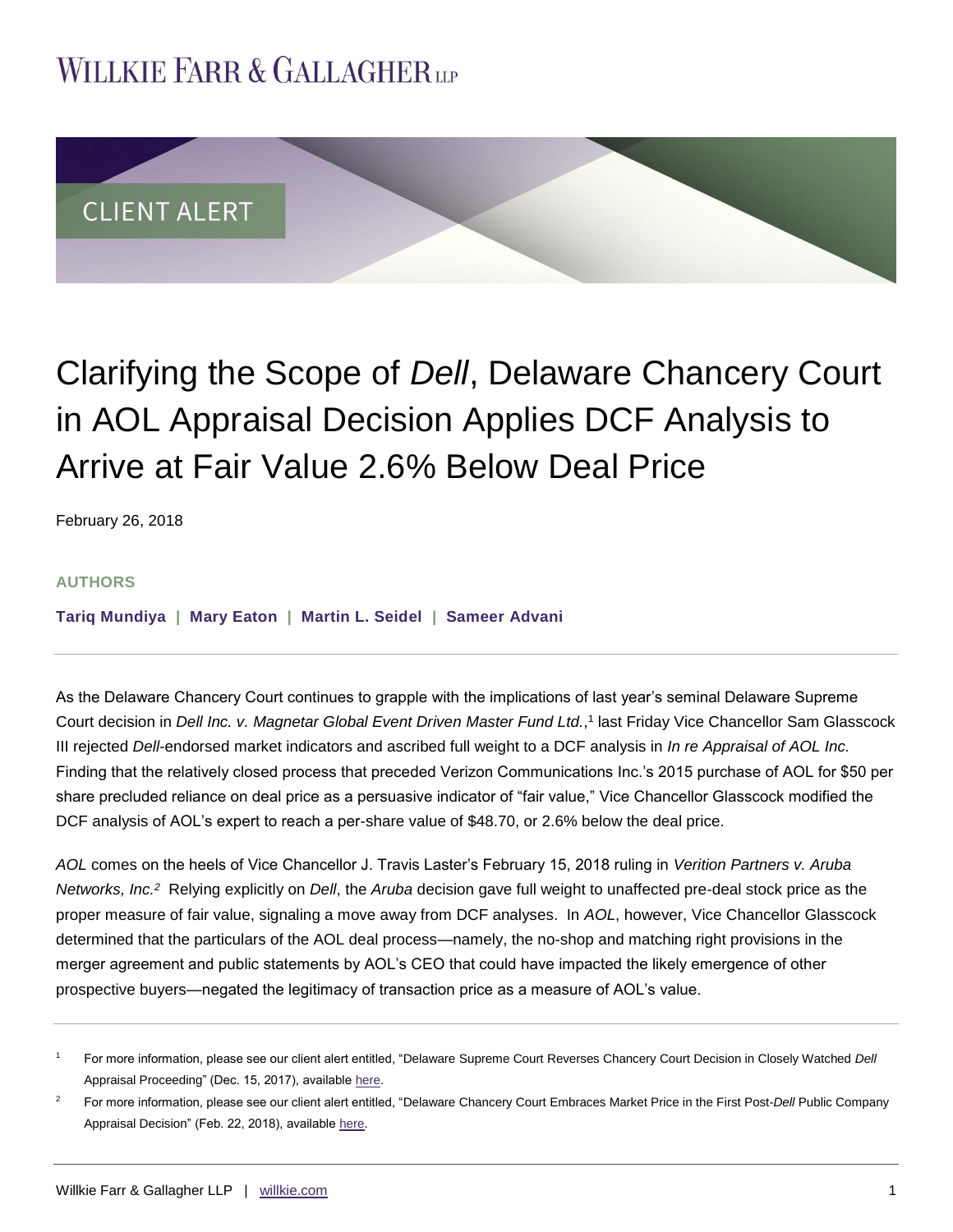WILLKIE FARR & GALLAGHER LLP

CLIENT ALERT

# Clarifying the Scope of *Dell*, Delaware Chancery Court in AOL Appraisal Decision Applies DCF Analysis to Arrive at Fair Value 2.6% Below Deal Price

February 26, 2018

**AUTHORS**

**Tariq Mundiya | Mary Eaton | Martin L. Seidel | Sameer Advani**

As the Delaware Chancery Court continues to grapple with the implications of last year's seminal Delaware Supreme Court decision in *Dell Inc. v. Magnetar Global Event Driven Master Fund Ltd.*,[1] last Friday Vice Chancellor Sam Glasscock III rejected *Dell*-endorsed market indicators and ascribed full weight to a DCF analysis in *In re Appraisal of AOL Inc.* Finding that the relatively closed process that preceded Verizon Communications Inc.'s 2015 purchase of AOL for $50 per share precluded reliance on deal price as a persuasive indicator of "fair value," Vice Chancellor Glasscock modified the DCF analysis of AOL's expert to reach a per-share value of $48.70, or 2.6% below the deal price.

*AOL* comes on the heels of Vice Chancellor J. Travis Laster's February 15, 2018 ruling in *Verition Partners v. Aruba Networks, Inc.*[2] Relying explicitly on *Dell*, the *Aruba* decision gave full weight to unaffected pre-deal stock price as the proper measure of fair value, signaling a move away from DCF analyses. In *AOL*, however, Vice Chancellor Glasscock determined that the particulars of the AOL deal process—namely, the no-shop and matching right provisions in the merger agreement and public statements by AOL's CEO that could have impacted the likely emergence of other prospective buyers—negated the legitimacy of transaction price as a measure of AOL's value.

---

[1] For more information, please see our client alert entitled, "Delaware Supreme Court Reverses Chancery Court Decision in Closely Watched *Dell* Appraisal Proceeding" (Dec. 15, 2017), available here.

[2] For more information, please see our client alert entitled, "Delaware Chancery Court Embraces Market Price in the First Post-*Dell* Public Company Appraisal Decision" (Feb. 22, 2018), available here.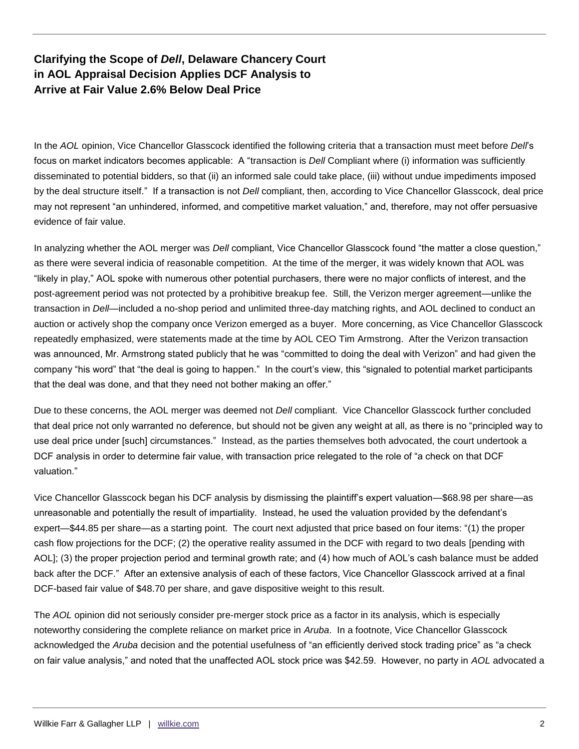### Clarifying the Scope of *Dell*, Delaware Chancery Court in AOL Appraisal Decision Applies DCF Analysis to Arrive at Fair Value 2.6% Below Deal Price

In the *AOL* opinion, Vice Chancellor Glasscock identified the following criteria that a transaction must meet before *Dell*'s focus on market indicators becomes applicable: A "transaction is *Dell* Compliant where (i) information was sufficiently disseminated to potential bidders, so that (ii) an informed sale could take place, (iii) without undue impediments imposed by the deal structure itself." If a transaction is not *Dell* compliant, then, according to Vice Chancellor Glasscock, deal price may not represent "an unhindered, informed, and competitive market valuation," and, therefore, may not offer persuasive evidence of fair value.

In analyzing whether the AOL merger was *Dell* compliant, Vice Chancellor Glasscock found "the matter a close question," as there were several indicia of reasonable competition. At the time of the merger, it was widely known that AOL was "likely in play," AOL spoke with numerous other potential purchasers, there were no major conflicts of interest, and the post-agreement period was not protected by a prohibitive breakup fee. Still, the Verizon merger agreement—unlike the transaction in *Dell*—included a no-shop period and unlimited three-day matching rights, and AOL declined to conduct an auction or actively shop the company once Verizon emerged as a buyer. More concerning, as Vice Chancellor Glasscock repeatedly emphasized, were statements made at the time by AOL CEO Tim Armstrong. After the Verizon transaction was announced, Mr. Armstrong stated publicly that he was "committed to doing the deal with Verizon" and had given the company "his word" that "the deal is going to happen." In the court's view, this "signaled to potential market participants that the deal was done, and that they need not bother making an offer."

Due to these concerns, the AOL merger was deemed not *Dell* compliant. Vice Chancellor Glasscock further concluded that deal price not only warranted no deference, but should not be given any weight at all, as there is no "principled way to use deal price under [such] circumstances." Instead, as the parties themselves both advocated, the court undertook a DCF analysis in order to determine fair value, with transaction price relegated to the role of "a check on that DCF valuation."

Vice Chancellor Glasscock began his DCF analysis by dismissing the plaintiff's expert valuation—$68.98 per share—as unreasonable and potentially the result of impartiality. Instead, he used the valuation provided by the defendant's expert—$44.85 per share—as a starting point. The court next adjusted that price based on four items: "(1) the proper cash flow projections for the DCF; (2) the operative reality assumed in the DCF with regard to two deals [pending with AOL]; (3) the proper projection period and terminal growth rate; and (4) how much of AOL's cash balance must be added back after the DCF." After an extensive analysis of each of these factors, Vice Chancellor Glasscock arrived at a final DCF-based fair value of $48.70 per share, and gave dispositive weight to this result.

The *AOL* opinion did not seriously consider pre-merger stock price as a factor in its analysis, which is especially noteworthy considering the complete reliance on market price in *Aruba*. In a footnote, Vice Chancellor Glasscock acknowledged the *Aruba* decision and the potential usefulness of "an efficiently derived stock trading price" as "a check on fair value analysis," and noted that the unaffected AOL stock price was $42.59. However, no party in *AOL* advocated a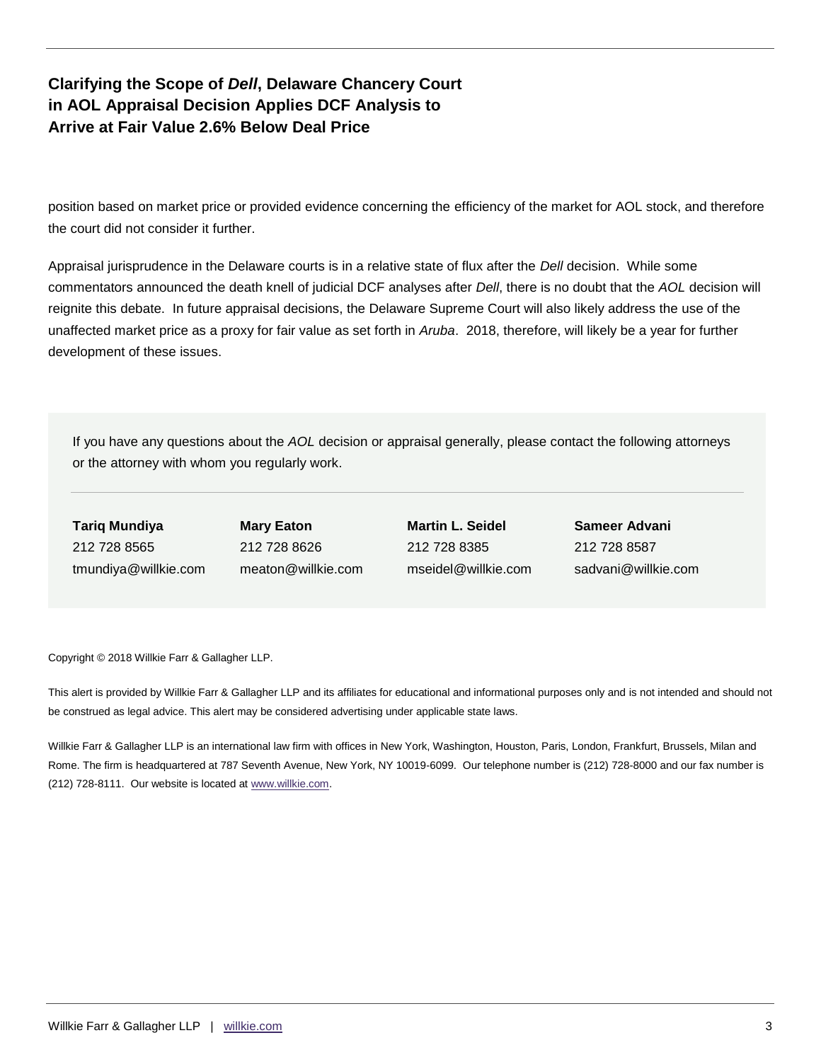position based on market price or provided evidence concerning the efficiency of the market for AOL stock, and therefore the court did not consider it further.

Appraisal jurisprudence in the Delaware courts is in a relative state of flux after the *Dell* decision. While some commentators announced the death knell of judicial DCF analyses after *Dell*, there is no doubt that the *AOL* decision will reignite this debate. In future appraisal decisions, the Delaware Supreme Court will also likely address the use of the unaffected market price as a proxy for fair value as set forth in *Aruba*. 2018, therefore, will likely be a year for further development of these issues.

If you have any questions about the *AOL* decision or appraisal generally, please contact the following attorneys or the attorney with whom you regularly work.

**Tariq Mundiya**
212 728 8565
tmundiya@willkie.com

**Mary Eaton**
212 728 8626
meaton@willkie.com

**Martin L. Seidel**
212 728 8385
mseidel@willkie.com

**Sameer Advani**
212 728 8587
sadvani@willkie.com

Copyright © 2018 Willkie Farr & Gallagher LLP.

This alert is provided by Willkie Farr & Gallagher LLP and its affiliates for educational and informational purposes only and is not intended and should not be construed as legal advice. This alert may be considered advertising under applicable state laws.

Willkie Farr & Gallagher LLP is an international law firm with offices in New York, Washington, Houston, Paris, London, Frankfurt, Brussels, Milan and Rome. The firm is headquartered at 787 Seventh Avenue, New York, NY 10019-6099. Our telephone number is (212) 728-8000 and our fax number is (212) 728-8111. Our website is located at [www.willkie.com](http://www.willkie.com).